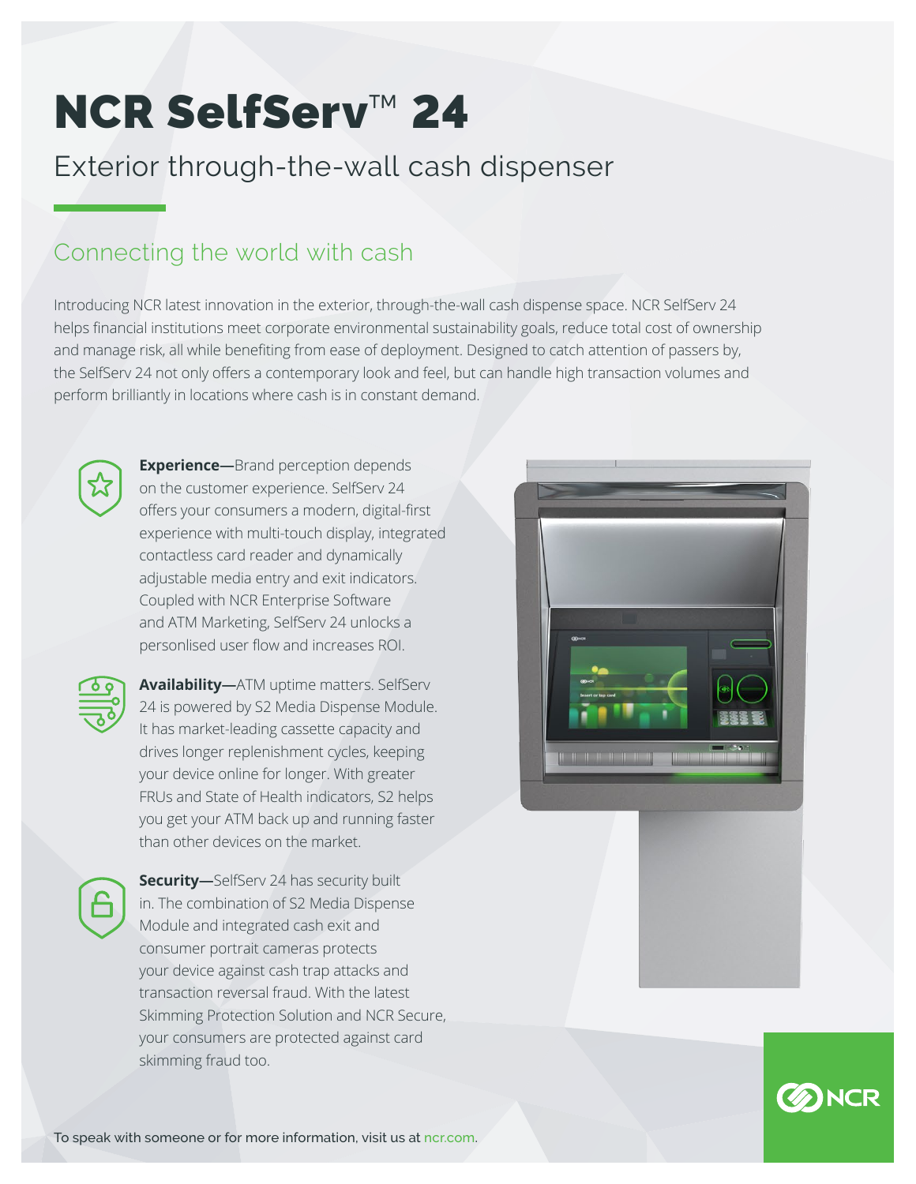# NCR SelfServ™ 24

## Exterior through-the-wall cash dispenser

### Connecting the world with cash

Introducing NCR latest innovation in the exterior, through-the-wall cash dispense space. NCR SelfServ 24 helps financial institutions meet corporate environmental sustainability goals, reduce total cost of ownership and manage risk, all while benefiting from ease of deployment. Designed to catch attention of passers by, the SelfServ 24 not only offers a contemporary look and feel, but can handle high transaction volumes and perform brilliantly in locations where cash is in constant demand.

**Experience—**Brand perception depends on the customer experience. SelfServ 24 offers your consumers a modern, digital-first experience with multi-touch display, integrated contactless card reader and dynamically adjustable media entry and exit indicators. Coupled with NCR Enterprise Software and ATM Marketing, SelfServ 24 unlocks a personlised user flow and increases ROI.

**Availability—**ATM uptime matters. SelfServ 24 is powered by S2 Media Dispense Module. It has market-leading cassette capacity and drives longer replenishment cycles, keeping your device online for longer. With greater FRUs and State of Health indicators, S2 helps you get your ATM back up and running faster than other devices on the market.

**Security—**SelfServ 24 has security built in. The combination of S2 Media Dispense Module and integrated cash exit and consumer portrait cameras protects your device against cash trap attacks and transaction reversal fraud. With the latest Skimming Protection Solution and NCR Secure, your consumers are protected against card skimming fraud too.

To speak with someone or for more information, visit us at ncr.com.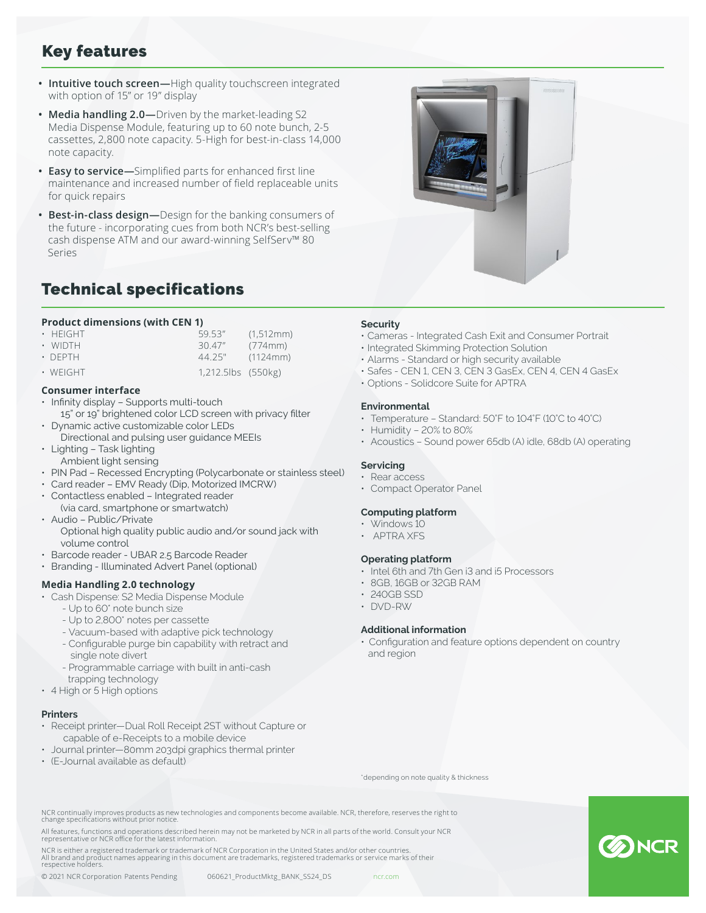## Key features

- **Intuitive touch screen—**High quality touchscreen integrated with option of 15" or 19" display
- **Media handling 2.0—**Driven by the market-leading S2 Media Dispense Module, featuring up to 60 note bunch, 2-5 cassettes, 2,800 note capacity. 5-High for best-in-class 14,000 note capacity.
- **Easy to service—**Simplified parts for enhanced first line maintenance and increased number of field replaceable units for quick repairs
- **Best-in-class design—**Design for the banking consumers of the future - incorporating cues from both NCR's best-selling cash dispense ATM and our award-winning SelfServ™ 80 Series

## Technical specifications

### Product dimensions (with CEN 1)

| | | |
|---|---|---|
| HEIGHT | 59.53" | (1,512mm) |
| WIDTH | 30.47" | (774mm) |
| DEPTH | 44.25" | (1124mm) |
| WEIGHT | 1,212.5lbs | (550kg) |

### Consumer interface

- Infinity display – Supports multi-touch
  15" or 19" brightened color LCD screen with privacy filter
- Dynamic active customizable color LEDs
  Directional and pulsing user guidance MEEIs
- Lighting – Task lighting
  Ambient light sensing
- PIN Pad – Recessed Encrypting (Polycarbonate or stainless steel)
- Card reader – EMV Ready (Dip, Motorized IMCRW)
- Contactless enabled – Integrated reader
  (via card, smartphone or smartwatch)
- Audio – Public/Private
  Optional high quality public audio and/or sound jack with volume control
- Barcode reader - UBAR 2.5 Barcode Reader
- Branding - Illuminated Advert Panel (optional)

### Media Handling 2.0 technology

- Cash Dispense: S2 Media Dispense Module
  - Up to 60* note bunch size
  - Up to 2,800* notes per cassette
  - Vacuum-based with adaptive pick technology
  - Configurable purge bin capability with retract and single note divert
  - Programmable carriage with built in anti-cash trapping technology
- 4 High or 5 High options

### Printers

- Receipt printer—Dual Roll Receipt 2ST without Capture or capable of e-Receipts to a mobile device
- Journal printer—80mm 203dpi graphics thermal printer
- (E-Journal available as default)

### Security

- Cameras - Integrated Cash Exit and Consumer Portrait
- Integrated Skimming Protection Solution
- Alarms - Standard or high security available
- Safes - CEN 1, CEN 3, CEN 3 GasEx, CEN 4, CEN 4 GasEx
- Options - Solidcore Suite for APTRA

### Environmental

- Temperature – Standard: 50°F to 104°F (10°C to 40°C)
- Humidity – 20% to 80%
- Acoustics – Sound power 65db (A) idle, 68db (A) operating

### Servicing

- Rear access
- Compact Operator Panel

### Computing platform

- Windows 10
- APTRA XFS

### Operating platform

- Intel 6th and 7th Gen i3 and i5 Processors
- 8GB, 16GB or 32GB RAM
- 240GB SSD
- DVD-RW

### Additional information

- Configuration and feature options dependent on country and region

*depending on note quality & thickness

NCR continually improves products as new technologies and components become available. NCR, therefore, reserves the right to change specifications without prior notice.

All features, functions and operations described herein may not be marketed by NCR in all parts of the world. Consult your NCR representative or NCR office for the latest information.

NCR is either a registered trademark or trademark of NCR Corporation in the United States and/or other countries. All brand and product names appearing in this document are trademarks, registered trademarks or service marks of their respective holders.

© 2021 NCR Corporation Patents Pending 060621_ProductMktg_BANK_SS24_DS ncr.com